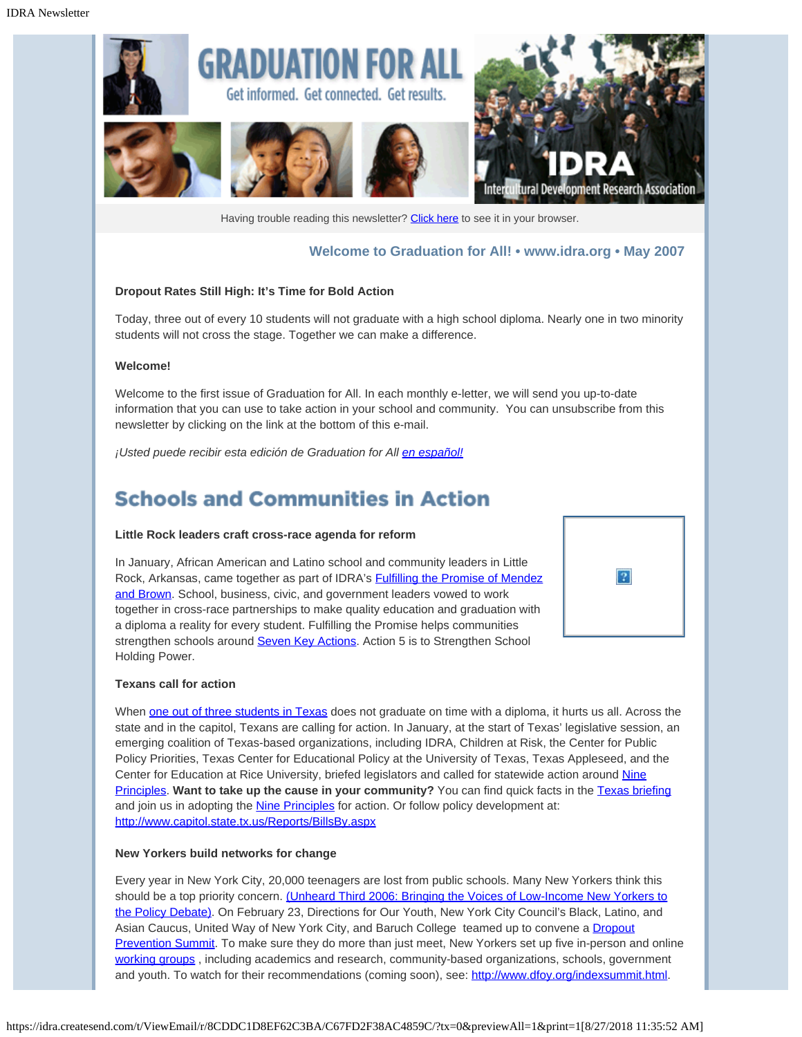# GRADUATION FOR ALL

Get informed. Get connected. Get results.

IDRA Intercultural Development Research Association

Having trouble reading this newsletter? Click here to see it in your browser.

**Welcome to Graduation for All! • www.idra.org • May 2007**

**Dropout Rates Still High: It's Time for Bold Action**

Today, three out of every 10 students will not graduate with a high school diploma. Nearly one in two minority students will not cross the stage. Together we can make a difference.

**Welcome!**

Welcome to the first issue of Graduation for All. In each monthly e-letter, we will send you up-to-date information that you can use to take action in your school and community. You can unsubscribe from this newsletter by clicking on the link at the bottom of this e-mail.

*¡Usted puede recibir esta edición de Graduation for All en español!*

## Schools and Communities in Action

**Little Rock leaders craft cross-race agenda for reform**

In January, African American and Latino school and community leaders in Little Rock, Arkansas, came together as part of IDRA's Fulfilling the Promise of Mendez and Brown. School, business, civic, and government leaders vowed to work together in cross-race partnerships to make quality education and graduation with a diploma a reality for every student. Fulfilling the Promise helps communities strengthen schools around Seven Key Actions. Action 5 is to Strengthen School Holding Power.

**Texans call for action**

When one out of three students in Texas does not graduate on time with a diploma, it hurts us all. Across the state and in the capitol, Texans are calling for action. In January, at the start of Texas' legislative session, an emerging coalition of Texas-based organizations, including IDRA, Children at Risk, the Center for Public Policy Priorities, Texas Center for Educational Policy at the University of Texas, Texas Appleseed, and the Center for Education at Rice University, briefed legislators and called for statewide action around Nine Principles. **Want to take up the cause in your community?** You can find quick facts in the Texas briefing and join us in adopting the Nine Principles for action. Or follow policy development at: http://www.capitol.state.tx.us/Reports/BillsBy.aspx

**New Yorkers build networks for change**

Every year in New York City, 20,000 teenagers are lost from public schools. Many New Yorkers think this should be a top priority concern. (Unheard Third 2006: Bringing the Voices of Low-Income New Yorkers to the Policy Debate). On February 23, Directions for Our Youth, New York City Council's Black, Latino, and Asian Caucus, United Way of New York City, and Baruch College teamed up to convene a Dropout Prevention Summit. To make sure they do more than just meet, New Yorkers set up five in-person and online working groups , including academics and research, community-based organizations, schools, government and youth. To watch for their recommendations (coming soon), see: http://www.dfoy.org/indexsummit.html.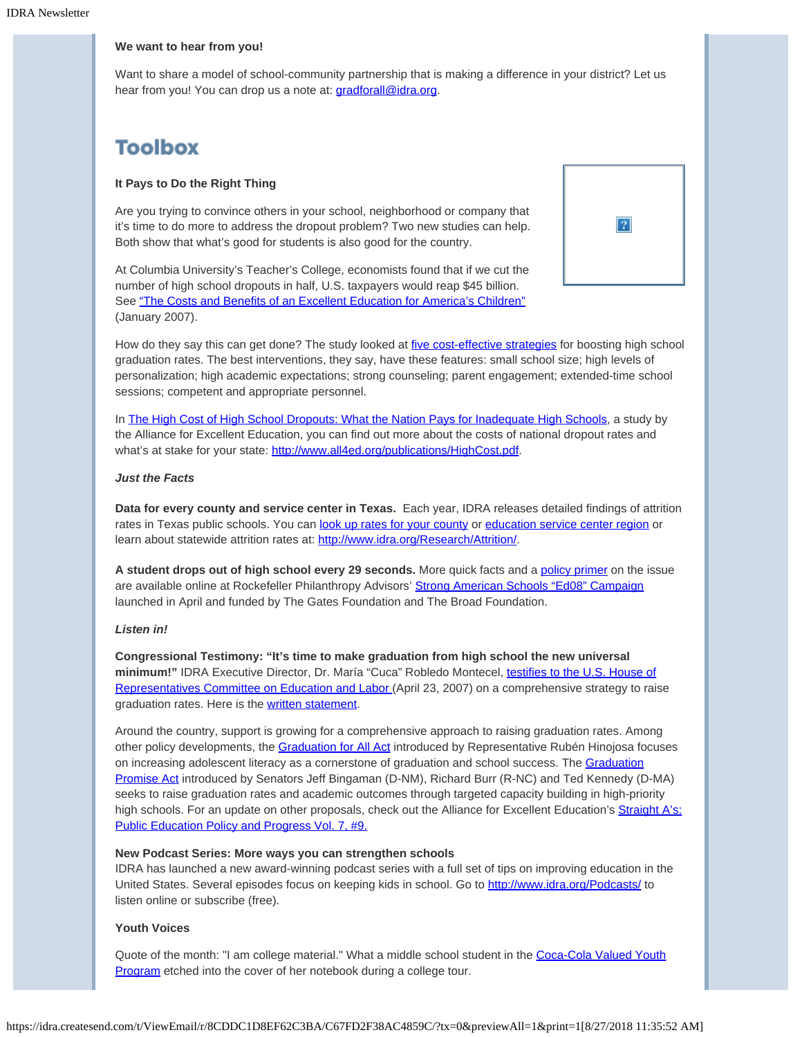**We want to hear from you!**

Want to share a model of school-community partnership that is making a difference in your district? Let us hear from you! You can drop us a note at: gradforall@idra.org.

## Toolbox

**It Pays to Do the Right Thing**

Are you trying to convince others in your school, neighborhood or company that it's time to do more to address the dropout problem? Two new studies can help. Both show that what's good for students is also good for the country.

At Columbia University's Teacher's College, economists found that if we cut the number of high school dropouts in half, U.S. taxpayers would reap $45 billion. See "The Costs and Benefits of an Excellent Education for America's Children" (January 2007).

How do they say this can get done? The study looked at five cost-effective strategies for boosting high school graduation rates. The best interventions, they say, have these features: small school size; high levels of personalization; high academic expectations; strong counseling; parent engagement; extended-time school sessions; competent and appropriate personnel.

In The High Cost of High School Dropouts: What the Nation Pays for Inadequate High Schools, a study by the Alliance for Excellent Education, you can find out more about the costs of national dropout rates and what's at stake for your state: http://www.all4ed.org/publications/HighCost.pdf.

***Just the Facts***

**Data for every county and service center in Texas.** Each year, IDRA releases detailed findings of attrition rates in Texas public schools. You can look up rates for your county or education service center region or learn about statewide attrition rates at: http://www.idra.org/Research/Attrition/.

**A student drops out of high school every 29 seconds.** More quick facts and a policy primer on the issue are available online at Rockefeller Philanthropy Advisors' Strong American Schools "Ed08" Campaign launched in April and funded by The Gates Foundation and The Broad Foundation.

***Listen in!***

**Congressional Testimony: "It's time to make graduation from high school the new universal minimum!"** IDRA Executive Director, Dr. María "Cuca" Robledo Montecel, testifies to the U.S. House of Representatives Committee on Education and Labor (April 23, 2007) on a comprehensive strategy to raise graduation rates. Here is the written statement.

Around the country, support is growing for a comprehensive approach to raising graduation rates. Among other policy developments, the Graduation for All Act introduced by Representative Rubén Hinojosa focuses on increasing adolescent literacy as a cornerstone of graduation and school success. The Graduation Promise Act introduced by Senators Jeff Bingaman (D-NM), Richard Burr (R-NC) and Ted Kennedy (D-MA) seeks to raise graduation rates and academic outcomes through targeted capacity building in high-priority high schools. For an update on other proposals, check out the Alliance for Excellent Education's Straight A's: Public Education Policy and Progress Vol. 7, #9.

**New Podcast Series: More ways you can strengthen schools**
IDRA has launched a new award-winning podcast series with a full set of tips on improving education in the United States. Several episodes focus on keeping kids in school. Go to http://www.idra.org/Podcasts/ to listen online or subscribe (free).

**Youth Voices**

Quote of the month: "I am college material." What a middle school student in the Coca-Cola Valued Youth Program etched into the cover of her notebook during a college tour.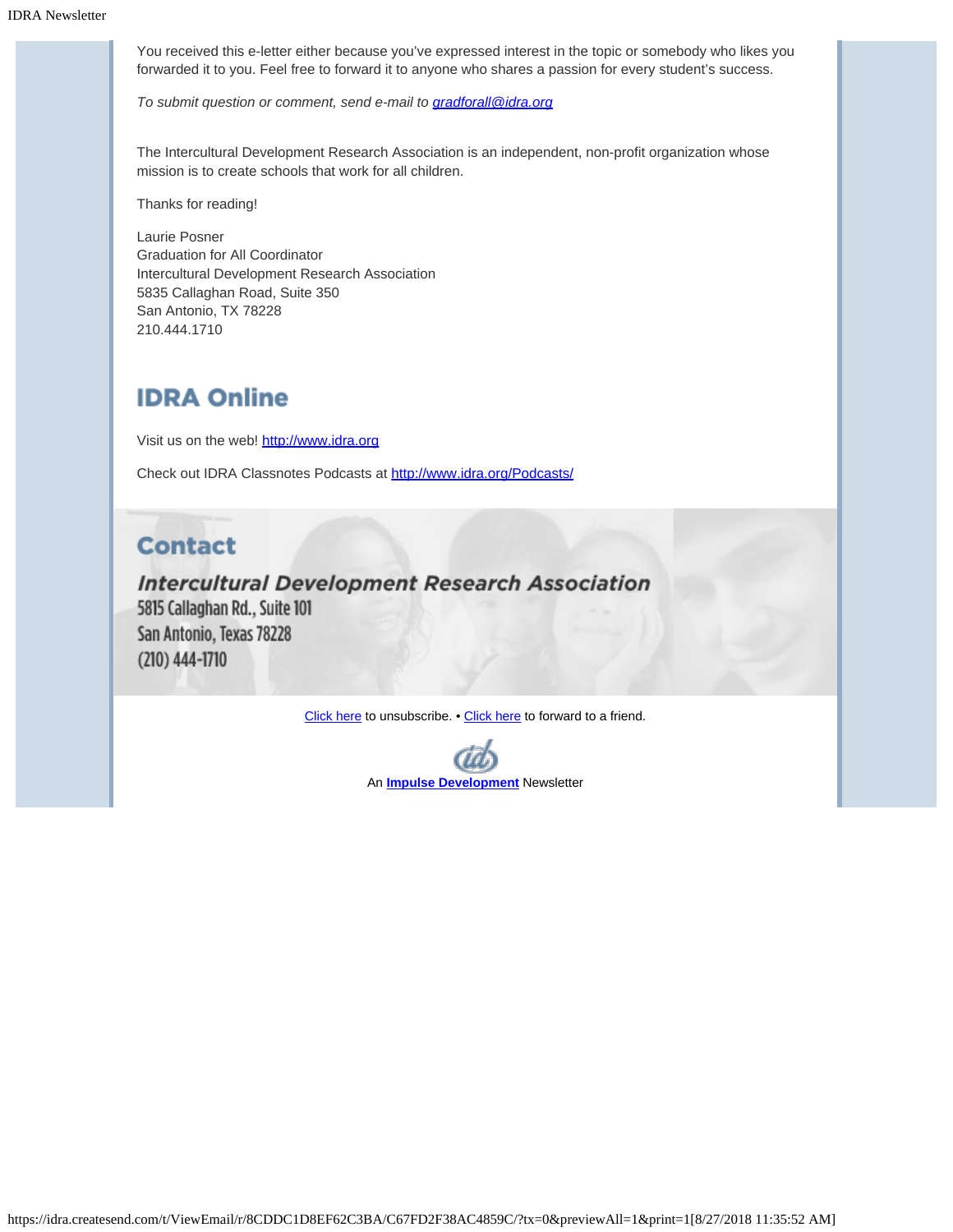You received this e-letter either because you've expressed interest in the topic or somebody who likes you forwarded it to you. Feel free to forward it to anyone who shares a passion for every student's success.

*To submit question or comment, send e-mail to gradforall@idra.org*

The Intercultural Development Research Association is an independent, non-profit organization whose mission is to create schools that work for all children.

Thanks for reading!

Laurie Posner
Graduation for All Coordinator
Intercultural Development Research Association
5835 Callaghan Road, Suite 350
San Antonio, TX 78228
210.444.1710

## IDRA Online

Visit us on the web! http://www.idra.org

Check out IDRA Classnotes Podcasts at http://www.idra.org/Podcasts/

## Contact

***Intercultural Development Research Association***
5815 Callaghan Rd., Suite 101
San Antonio, Texas 78228
(210) 444-1710

Click here to unsubscribe. • Click here to forward to a friend.

An **Impulse Development** Newsletter